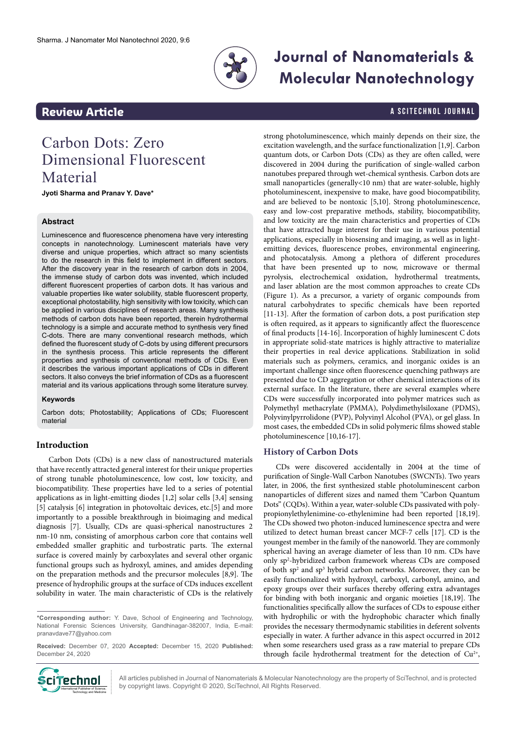## Review Article

# Carbon Dots: Zero Dimensional Fluorescent Material

**Jyoti Sharma and Pranav Y. Dave***

### Abstract

Luminescence and fluorescence phenomena have very interesting concepts in nanotechnology. Luminescent materials have very diverse and unique properties, which attract so many scientists to do the research in this field to implement in different sectors. After the discovery year in the research of carbon dots in 2004, the immense study of carbon dots was invented, which included different fluorescent properties of carbon dots. It has various and valuable properties like water solubility, stable fluorescent property, exceptional photostability, high sensitivity with low toxicity, which can be applied in various disciplines of research areas. Many synthesis methods of carbon dots have been reported, therein hydrothermal technology is a simple and accurate method to synthesis very fined C-dots. There are many conventional research methods, which defined the fluorescent study of C-dots by using different precursors in the synthesis process. This article represents the different properties and synthesis of conventional methods of CDs. Even it describes the various important applications of CDs in different sectors. It also conveys the brief information of CDs as a fluorescent material and its various applications through some literature survey.

### Keywords

Carbon dots; Photostability; Applications of CDs; Fluorescent material

## Introduction

Carbon Dots (CDs) is a new class of nanostructured materials that have recently attracted general interest for their unique properties of strong tunable photoluminescence, low cost, low toxicity, and biocompatibility. These properties have led to a series of potential applications as in light-emitting diodes [1,2] solar cells [3,4] sensing [5] catalysis [6] integration in photovoltaic devices, etc.[5] and more importantly to a possible breakthrough in bioimaging and medical diagnosis [7]. Usually, CDs are quasi-spherical nanostructures 2 nm-10 nm, consisting of amorphous carbon core that contains well embedded smaller graphitic and turbostratic parts. The external surface is covered mainly by carboxylates and several other organic functional groups such as hydroxyl, amines, and amides depending on the preparation methods and the precursor molecules [8,9]. The presence of hydrophilic groups at the surface of CDs induces excellent solubility in water. The main characteristic of CDs is the relatively strong photoluminescence, which mainly depends on their size, the excitation wavelength, and the surface functionalization [1,9]. Carbon quantum dots, or Carbon Dots (CDs) as they are often called, were discovered in 2004 during the purification of single-walled carbon nanotubes prepared through wet-chemical synthesis. Carbon dots are small nanoparticles (generally<10 nm) that are water-soluble, highly photoluminescent, inexpensive to make, have good biocompatibility, and are believed to be nontoxic [5,10]. Strong photoluminescence, easy and low-cost preparative methods, stability, biocompatibility, and low toxicity are the main characteristics and properties of CDs that have attracted huge interest for their use in various potential applications, especially in biosensing and imaging, as well as in light-emitting devices, fluorescence probes, environmental engineering, and photocatalysis. Among a plethora of different procedures that have been presented up to now, microwave or thermal pyrolysis, electrochemical oxidation, hydrothermal treatments, and laser ablation are the most common approaches to create CDs (Figure 1). As a precursor, a variety of organic compounds from natural carbohydrates to specific chemicals have been reported [11-13]. After the formation of carbon dots, a post purification step is often required, as it appears to significantly affect the fluorescence of final products [14-16]. Incorporation of highly luminescent C dots in appropriate solid-state matrices is highly attractive to materialize their properties in real device applications. Stabilization in solid materials such as polymers, ceramics, and inorganic oxides is an important challenge since often fluorescence quenching pathways are presented due to CD aggregation or other chemical interactions of its external surface. In the literature, there are several examples where CDs were successfully incorporated into polymer matrices such as Polymethyl methacrylate (PMMA), Polydimethylsiloxane (PDMS), Polyvinylpyrrolidone (PVP), Polyvinyl Alcohol (PVA), or gel glass. In most cases, the embedded CDs in solid polymeric films showed stable photoluminescence [10,16-17].

## History of Carbon Dots

CDs were discovered accidentally in 2004 at the time of purification of Single-Wall Carbon Nanotubes (SWCNTs). Two years later, in 2006, the first synthesized stable photoluminescent carbon nanoparticles of different sizes and named them "Carbon Quantum Dots" (CQDs). Within a year, water-soluble CDs passivated with poly-propionylethylenimine-co-ethylenimine had been reported [18,19]. The CDs showed two photon-induced luminescence spectra and were utilized to detect human breast cancer MCF-7 cells [17]. CD is the youngest member in the family of the nanoworld. They are commonly spherical having an average diameter of less than 10 nm. CDs have only $sp^2$-hybridized carbon framework whereas CDs are composed of both $sp^2$ and $sp^3$ hybrid carbon networks. Moreover, they can be easily functionalized with hydroxyl, carboxyl, carbonyl, amino, and epoxy groups over their surfaces thereby offering extra advantages for binding with both inorganic and organic moieties [18,19]. The functionalities specifically allow the surfaces of CDs to espouse either with hydrophilic or with the hydrophobic character which finally provides the necessary thermodynamic stabilities in deferent solvents especially in water. A further advance in this aspect occurred in 2012 when some researchers used grass as a raw material to prepare CDs through facile hydrothermal treatment for the detection of $Cu^{2+}$,

---

***Corresponding author:** Y. Dave, School of Engineering and Technology, National Forensic Sciences University, Gandhinagar-382007, India, E-mail: pranavdave77@yahoo.com

**Received:** December 07, 2020 **Accepted:** December 15, 2020 **Published:** December 24, 2020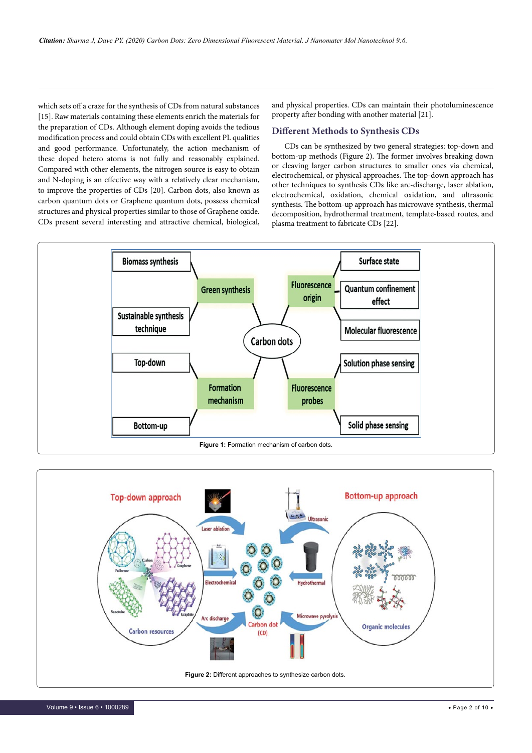which sets off a craze for the synthesis of CDs from natural substances [15]. Raw materials containing these elements enrich the materials for the preparation of CDs. Although element doping avoids the tedious modification process and could obtain CDs with excellent PL qualities and good performance. Unfortunately, the action mechanism of these doped hetero atoms is not fully and reasonably explained. Compared with other elements, the nitrogen source is easy to obtain and N-doping is an effective way with a relatively clear mechanism, to improve the properties of CDs [20]. Carbon dots, also known as carbon quantum dots or Graphene quantum dots, possess chemical structures and physical properties similar to those of Graphene oxide. CDs present several interesting and attractive chemical, biological, and physical properties. CDs can maintain their photoluminescence property after bonding with another material [21].

## Different Methods to Synthesis CDs

CDs can be synthesized by two general strategies: top-down and bottom-up methods (Figure 2). The former involves breaking down or cleaving larger carbon structures to smaller ones via chemical, electrochemical, or physical approaches. The top-down approach has other techniques to synthesis CDs like arc-discharge, laser ablation, electrochemical, oxidation, chemical oxidation, and ultrasonic synthesis. The bottom-up approach has microwave synthesis, thermal decomposition, hydrothermal treatment, template-based routes, and plasma treatment to fabricate CDs [22].

**Figure 1:** Formation mechanism of carbon dots.

**Figure 2:** Different approaches to synthesize carbon dots.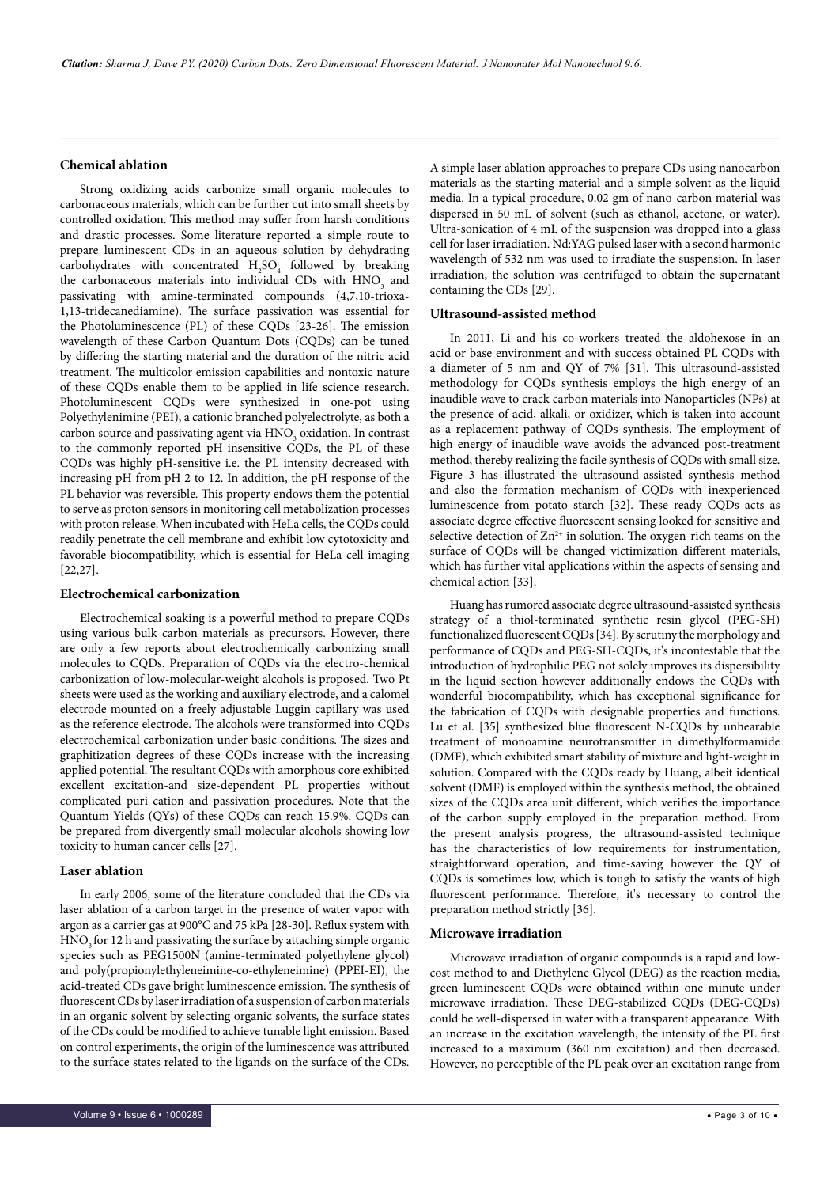### Chemical ablation

Strong oxidizing acids carbonize small organic molecules to carbonaceous materials, which can be further cut into small sheets by controlled oxidation. This method may suffer from harsh conditions and drastic processes. Some literature reported a simple route to prepare luminescent CDs in an aqueous solution by dehydrating carbohydrates with concentrated $H_2SO_4$ followed by breaking the carbonaceous materials into individual CDs with $HNO_3$ and passivating with amine-terminated compounds (4,7,10-trioxa-1,13-tridecanediamine). The surface passivation was essential for the Photoluminescence (PL) of these CQDs [23-26]. The emission wavelength of these Carbon Quantum Dots (CQDs) can be tuned by differing the starting material and the duration of the nitric acid treatment. The multicolor emission capabilities and nontoxic nature of these CQDs enable them to be applied in life science research. Photoluminescent CQDs were synthesized in one-pot using Polyethylenimine (PEI), a cationic branched polyelectrolyte, as both a carbon source and passivating agent via $HNO_3$ oxidation. In contrast to the commonly reported pH-insensitive CQDs, the PL of these CQDs was highly pH-sensitive i.e. the PL intensity decreased with increasing pH from pH 2 to 12. In addition, the pH response of the PL behavior was reversible. This property endows them the potential to serve as proton sensors in monitoring cell metabolization processes with proton release. When incubated with HeLa cells, the CQDs could readily penetrate the cell membrane and exhibit low cytotoxicity and favorable biocompatibility, which is essential for HeLa cell imaging [22,27].

### Electrochemical carbonization

Electrochemical soaking is a powerful method to prepare CQDs using various bulk carbon materials as precursors. However, there are only a few reports about electrochemically carbonizing small molecules to CQDs. Preparation of CQDs via the electro-chemical carbonization of low-molecular-weight alcohols is proposed. Two Pt sheets were used as the working and auxiliary electrode, and a calomel electrode mounted on a freely adjustable Luggin capillary was used as the reference electrode. The alcohols were transformed into CQDs electrochemical carbonization under basic conditions. The sizes and graphitization degrees of these CQDs increase with the increasing applied potential. The resultant CQDs with amorphous core exhibited excellent excitation-and size-dependent PL properties without complicated puri cation and passivation procedures. Note that the Quantum Yields (QYs) of these CQDs can reach 15.9%. CQDs can be prepared from divergently small molecular alcohols showing low toxicity to human cancer cells [27].

### Laser ablation

In early 2006, some of the literature concluded that the CDs via laser ablation of a carbon target in the presence of water vapor with argon as a carrier gas at 900°C and 75 kPa [28-30]. Reflux system with $HNO_3$ for 12 h and passivating the surface by attaching simple organic species such as PEG1500N (amine-terminated polyethylene glycol) and poly(propionylethyleneimine-co-ethyleneimine) (PPEI-EI), the acid-treated CDs gave bright luminescence emission. The synthesis of fluorescent CDs by laser irradiation of a suspension of carbon materials in an organic solvent by selecting organic solvents, the surface states of the CDs could be modified to achieve tunable light emission. Based on control experiments, the origin of the luminescence was attributed to the surface states related to the ligands on the surface of the CDs. A simple laser ablation approaches to prepare CDs using nanocarbon materials as the starting material and a simple solvent as the liquid media. In a typical procedure, 0.02 gm of nano-carbon material was dispersed in 50 mL of solvent (such as ethanol, acetone, or water). Ultra-sonication of 4 mL of the suspension was dropped into a glass cell for laser irradiation. Nd:YAG pulsed laser with a second harmonic wavelength of 532 nm was used to irradiate the suspension. In laser irradiation, the solution was centrifuged to obtain the supernatant containing the CDs [29].

### Ultrasound-assisted method

In 2011, Li and his co-workers treated the aldohexose in an acid or base environment and with success obtained PL CQDs with a diameter of 5 nm and QY of 7% [31]. This ultrasound-assisted methodology for CQDs synthesis employs the high energy of an inaudible wave to crack carbon materials into Nanoparticles (NPs) at the presence of acid, alkali, or oxidizer, which is taken into account as a replacement pathway of CQDs synthesis. The employment of high energy of inaudible wave avoids the advanced post-treatment method, thereby realizing the facile synthesis of CQDs with small size. Figure 3 has illustrated the ultrasound-assisted synthesis method and also the formation mechanism of CQDs with inexperienced luminescence from potato starch [32]. These ready CQDs acts as associate degree effective fluorescent sensing looked for sensitive and selective detection of $Zn^{2+}$ in solution. The oxygen-rich teams on the surface of CQDs will be changed victimization different materials, which has further vital applications within the aspects of sensing and chemical action [33].

Huang has rumored associate degree ultrasound-assisted synthesis strategy of a thiol-terminated synthetic resin glycol (PEG-SH) functionalized fluorescent CQDs [34]. By scrutiny the morphology and performance of CQDs and PEG-SH-CQDs, it's incontestable that the introduction of hydrophilic PEG not solely improves its dispersibility in the liquid section however additionally endows the CQDs with wonderful biocompatibility, which has exceptional significance for the fabrication of CQDs with designable properties and functions. Lu et al. [35] synthesized blue fluorescent N-CQDs by unhearable treatment of monoamine neurotransmitter in dimethylformamide (DMF), which exhibited smart stability of mixture and light-weight in solution. Compared with the CQDs ready by Huang, albeit identical solvent (DMF) is employed within the synthesis method, the obtained sizes of the CQDs area unit different, which verifies the importance of the carbon supply employed in the preparation method. From the present analysis progress, the ultrasound-assisted technique has the characteristics of low requirements for instrumentation, straightforward operation, and time-saving however the QY of CQDs is sometimes low, which is tough to satisfy the wants of high fluorescent performance. Therefore, it's necessary to control the preparation method strictly [36].

### Microwave irradiation

Microwave irradiation of organic compounds is a rapid and low-cost method to and Diethylene Glycol (DEG) as the reaction media, green luminescent CQDs were obtained within one minute under microwave irradiation. These DEG-stabilized CQDs (DEG-CQDs) could be well-dispersed in water with a transparent appearance. With an increase in the excitation wavelength, the intensity of the PL first increased to a maximum (360 nm excitation) and then decreased. However, no perceptible of the PL peak over an excitation range from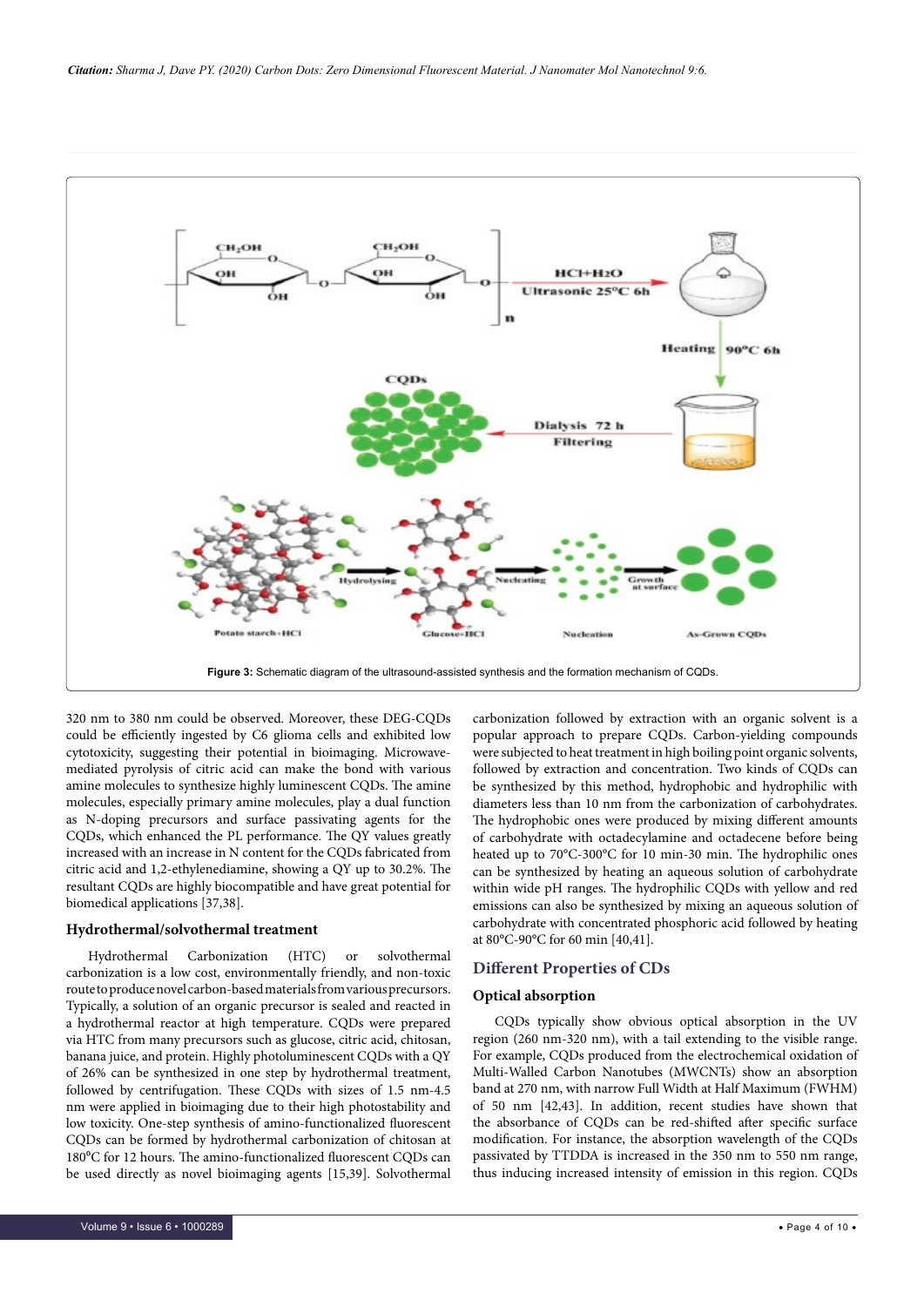**Figure 3:** Schematic diagram of the ultrasound-assisted synthesis and the formation mechanism of CQDs.

320 nm to 380 nm could be observed. Moreover, these DEG-CQDs could be efficiently ingested by C6 glioma cells and exhibited low cytotoxicity, suggesting their potential in bioimaging. Microwave-mediated pyrolysis of citric acid can make the bond with various amine molecules to synthesize highly luminescent CQDs. The amine molecules, especially primary amine molecules, play a dual function as N-doping precursors and surface passivating agents for the CQDs, which enhanced the PL performance. The QY values greatly increased with an increase in N content for the CQDs fabricated from citric acid and 1,2-ethylenediamine, showing a QY up to 30.2%. The resultant CQDs are highly biocompatible and have great potential for biomedical applications [37,38].

### Hydrothermal/solvothermal treatment

Hydrothermal Carbonization (HTC) or solvothermal carbonization is a low cost, environmentally friendly, and non-toxic route to produce novel carbon-based materials from various precursors. Typically, a solution of an organic precursor is sealed and reacted in a hydrothermal reactor at high temperature. CQDs were prepared via HTC from many precursors such as glucose, citric acid, chitosan, banana juice, and protein. Highly photoluminescent CQDs with a QY of 26% can be synthesized in one step by hydrothermal treatment, followed by centrifugation. These CQDs with sizes of 1.5 nm-4.5 nm were applied in bioimaging due to their high photostability and low toxicity. One-step synthesis of amino-functionalized fluorescent CQDs can be formed by hydrothermal carbonization of chitosan at 180°C for 12 hours. The amino-functionalized fluorescent CQDs can be used directly as novel bioimaging agents [15,39]. Solvothermal carbonization followed by extraction with an organic solvent is a popular approach to prepare CQDs. Carbon-yielding compounds were subjected to heat treatment in high boiling point organic solvents, followed by extraction and concentration. Two kinds of CQDs can be synthesized by this method, hydrophobic and hydrophilic with diameters less than 10 nm from the carbonization of carbohydrates. The hydrophobic ones were produced by mixing different amounts of carbohydrate with octadecylamine and octadecene before being heated up to 70°C-300°C for 10 min-30 min. The hydrophilic ones can be synthesized by heating an aqueous solution of carbohydrate within wide pH ranges. The hydrophilic CQDs with yellow and red emissions can also be synthesized by mixing an aqueous solution of carbohydrate with concentrated phosphoric acid followed by heating at 80°C-90°C for 60 min [40,41].

## Different Properties of CDs

### Optical absorption

CQDs typically show obvious optical absorption in the UV region (260 nm-320 nm), with a tail extending to the visible range. For example, CQDs produced from the electrochemical oxidation of Multi-Walled Carbon Nanotubes (MWCNTs) show an absorption band at 270 nm, with narrow Full Width at Half Maximum (FWHM) of 50 nm [42,43]. In addition, recent studies have shown that the absorbance of CQDs can be red-shifted after specific surface modification. For instance, the absorption wavelength of the CQDs passivated by TTDDA is increased in the 350 nm to 550 nm range, thus inducing increased intensity of emission in this region. CQDs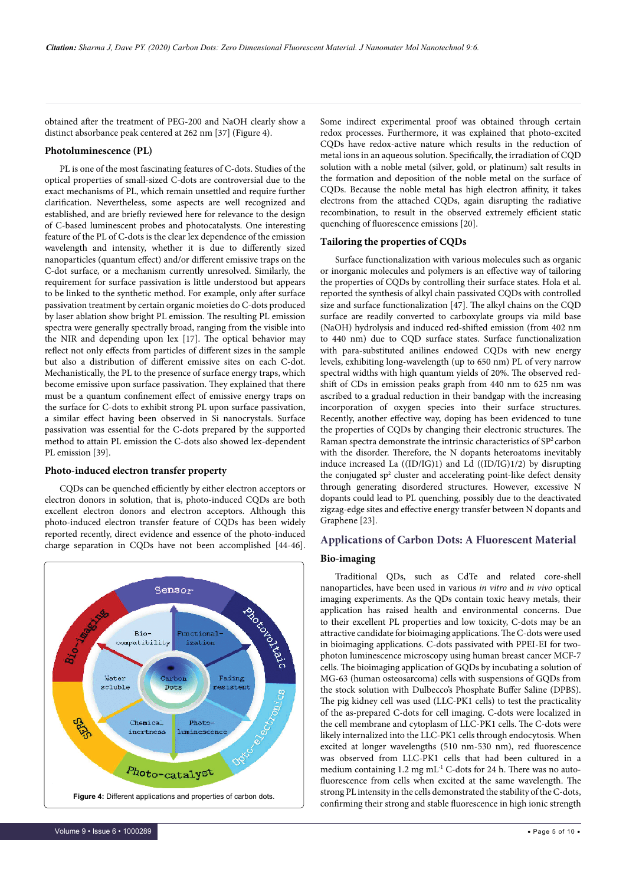obtained after the treatment of PEG-200 and NaOH clearly show a distinct absorbance peak centered at 262 nm [37] (Figure 4).

### Photoluminescence (PL)

PL is one of the most fascinating features of C-dots. Studies of the optical properties of small-sized C-dots are controversial due to the exact mechanisms of PL, which remain unsettled and require further clarification. Nevertheless, some aspects are well recognized and established, and are briefly reviewed here for relevance to the design of C-based luminescent probes and photocatalysts. One interesting feature of the PL of C-dots is the clear lex dependence of the emission wavelength and intensity, whether it is due to differently sized nanoparticles (quantum effect) and/or different emissive traps on the C-dot surface, or a mechanism currently unresolved. Similarly, the requirement for surface passivation is little understood but appears to be linked to the synthetic method. For example, only after surface passivation treatment by certain organic moieties do C-dots produced by laser ablation show bright PL emission. The resulting PL emission spectra were generally spectrally broad, ranging from the visible into the NIR and depending upon lex [17]. The optical behavior may reflect not only effects from particles of different sizes in the sample but also a distribution of different emissive sites on each C-dot. Mechanistically, the PL to the presence of surface energy traps, which become emissive upon surface passivation. They explained that there must be a quantum confinement effect of emissive energy traps on the surface for C-dots to exhibit strong PL upon surface passivation, a similar effect having been observed in Si nanocrystals. Surface passivation was essential for the C-dots prepared by the supported method to attain PL emission the C-dots also showed lex-dependent PL emission [39].

### Photo-induced electron transfer property

CQDs can be quenched efficiently by either electron acceptors or electron donors in solution, that is, photo-induced CQDs are both excellent electron donors and electron acceptors. Although this photo-induced electron transfer feature of CQDs has been widely reported recently, direct evidence and essence of the photo-induced charge separation in CQDs have not been accomplished [44-46]. Some indirect experimental proof was obtained through certain redox processes. Furthermore, it was explained that photo-excited CQDs have redox-active nature which results in the reduction of metal ions in an aqueous solution. Specifically, the irradiation of CQD solution with a noble metal (silver, gold, or platinum) salt results in the formation and deposition of the noble metal on the surface of CQDs. Because the noble metal has high electron affinity, it takes electrons from the attached CQDs, again disrupting the radiative recombination, to result in the observed extremely efficient static quenching of fluorescence emissions [20].

**Figure 4:** Different applications and properties of carbon dots.

### Tailoring the properties of CQDs

Surface functionalization with various molecules such as organic or inorganic molecules and polymers is an effective way of tailoring the properties of CQDs by controlling their surface states. Hola et al. reported the synthesis of alkyl chain passivated CQDs with controlled size and surface functionalization [47]. The alkyl chains on the CQD surface are readily converted to carboxylate groups via mild base (NaOH) hydrolysis and induced red-shifted emission (from 402 nm to 440 nm) due to CQD surface states. Surface functionalization with para-substituted anilines endowed CQDs with new energy levels, exhibiting long-wavelength (up to 650 nm) PL of very narrow spectral widths with high quantum yields of 20%. The observed red-shift of CDs in emission peaks graph from 440 nm to 625 nm was ascribed to a gradual reduction in their bandgap with the increasing incorporation of oxygen species into their surface structures. Recently, another effective way, doping has been evidenced to tune the properties of CQDs by changing their electronic structures. The Raman spectra demonstrate the intrinsic characteristics of $SP^2$ carbon with the disorder. Therefore, the N dopants heteroatoms inevitably induce increased La ((ID/IG)1) and Ld ((ID/IG)1/2) by disrupting the conjugated $sp^2$ cluster and accelerating point-like defect density through generating disordered structures. However, excessive N dopants could lead to PL quenching, possibly due to the deactivated zigzag-edge sites and effective energy transfer between N dopants and Graphene [23].

## Applications of Carbon Dots: A Fluorescent Material

### Bio-imaging

Traditional QDs, such as CdTe and related core-shell nanoparticles, have been used in various *in vitro* and *in vivo* optical imaging experiments. As the QDs contain toxic heavy metals, their application has raised health and environmental concerns. Due to their excellent PL properties and low toxicity, C-dots may be an attractive candidate for bioimaging applications. The C-dots were used in bioimaging applications. C-dots passivated with PPEI-EI for two-photon luminescence microscopy using human breast cancer MCF-7 cells. The bioimaging application of GQDs by incubating a solution of MG-63 (human osteosarcoma) cells with suspensions of GQDs from the stock solution with Dulbecco's Phosphate Buffer Saline (DPBS). The pig kidney cell was used (LLC-PK1 cells) to test the practicality of the as-prepared C-dots for cell imaging. C-dots were localized in the cell membrane and cytoplasm of LLC-PK1 cells. The C-dots were likely internalized into the LLC-PK1 cells through endocytosis. When excited at longer wavelengths (510 nm-530 nm), red fluorescence was observed from LLC-PK1 cells that had been cultured in a medium containing 1.2 mg $mL^{-1}$ C-dots for 24 h. There was no auto-fluorescence from cells when excited at the same wavelength. The strong PL intensity in the cells demonstrated the stability of the C-dots, confirming their strong and stable fluorescence in high ionic strength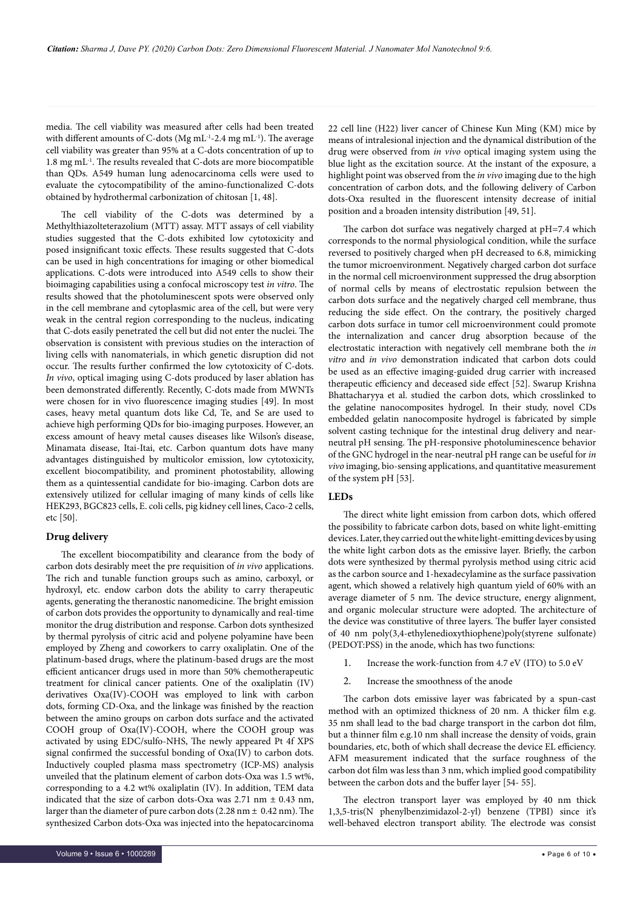media. The cell viability was measured after cells had been treated with different amounts of C-dots (Mg $mL^{-1}$-2.4 mg $mL^{-1}$). The average cell viability was greater than 95% at a C-dots concentration of up to 1.8 mg $mL^{-1}$. The results revealed that C-dots are more biocompatible than QDs. A549 human lung adenocarcinoma cells were used to evaluate the cytocompatibility of the amino-functionalized C-dots obtained by hydrothermal carbonization of chitosan [1, 48].

The cell viability of the C-dots was determined by a Methylthiazolteterazolium (MTT) assay. MTT assays of cell viability studies suggested that the C-dots exhibited low cytotoxicity and posed insignificant toxic effects. These results suggested that C-dots can be used in high concentrations for imaging or other biomedical applications. C-dots were introduced into A549 cells to show their bioimaging capabilities using a confocal microscopy test *in vitro*. The results showed that the photoluminescent spots were observed only in the cell membrane and cytoplasmic area of the cell, but were very weak in the central region corresponding to the nucleus, indicating that C-dots easily penetrated the cell but did not enter the nuclei. The observation is consistent with previous studies on the interaction of living cells with nanomaterials, in which genetic disruption did not occur. The results further confirmed the low cytotoxicity of C-dots. *In vivo*, optical imaging using C-dots produced by laser ablation has been demonstrated differently. Recently, C-dots made from MWNTs were chosen for in vivo fluorescence imaging studies [49]. In most cases, heavy metal quantum dots like Cd, Te, and Se are used to achieve high performing QDs for bio-imaging purposes. However, an excess amount of heavy metal causes diseases like Wilson's disease, Minamata disease, Itai-Itai, etc. Carbon quantum dots have many advantages distinguished by multicolor emission, low cytotoxicity, excellent biocompatibility, and prominent photostability, allowing them as a quintessential candidate for bio-imaging. Carbon dots are extensively utilized for cellular imaging of many kinds of cells like HEK293, BGC823 cells, E. coli cells, pig kidney cell lines, Caco-2 cells, etc [50].

## Drug delivery

The excellent biocompatibility and clearance from the body of carbon dots desirably meet the pre requisition of *in vivo* applications. The rich and tunable function groups such as amino, carboxyl, or hydroxyl, etc. endow carbon dots the ability to carry therapeutic agents, generating the theranostic nanomedicine. The bright emission of carbon dots provides the opportunity to dynamically and real-time monitor the drug distribution and response. Carbon dots synthesized by thermal pyrolysis of citric acid and polyene polyamine have been employed by Zheng and coworkers to carry oxaliplatin. One of the platinum-based drugs, where the platinum-based drugs are the most efficient anticancer drugs used in more than 50% chemotherapeutic treatment for clinical cancer patients. One of the oxaliplatin (IV) derivatives Oxa(IV)-COOH was employed to link with carbon dots, forming CD-Oxa, and the linkage was finished by the reaction between the amino groups on carbon dots surface and the activated COOH group of Oxa(IV)-COOH, where the COOH group was activated by using EDC/sulfo-NHS, The newly appeared Pt 4f XPS signal confirmed the successful bonding of Oxa(IV) to carbon dots. Inductively coupled plasma mass spectrometry (ICP-MS) analysis unveiled that the platinum element of carbon dots-Oxa was 1.5 wt%, corresponding to a 4.2 wt% oxaliplatin (IV). In addition, TEM data indicated that the size of carbon dots-Oxa was 2.71 nm ± 0.43 nm, larger than the diameter of pure carbon dots (2.28 nm ± 0.42 nm). The synthesized Carbon dots-Oxa was injected into the hepatocarcinoma 22 cell line (H22) liver cancer of Chinese Kun Ming (KM) mice by means of intralesional injection and the dynamical distribution of the drug were observed from *in vivo* optical imaging system using the blue light as the excitation source. At the instant of the exposure, a highlight point was observed from the *in vivo* imaging due to the high concentration of carbon dots, and the following delivery of Carbon dots-Oxa resulted in the fluorescent intensity decrease of initial position and a broaden intensity distribution [49, 51].

The carbon dot surface was negatively charged at pH=7.4 which corresponds to the normal physiological condition, while the surface reversed to positively charged when pH decreased to 6.8, mimicking the tumor microenvironment. Negatively charged carbon dot surface in the normal cell microenvironment suppressed the drug absorption of normal cells by means of electrostatic repulsion between the carbon dots surface and the negatively charged cell membrane, thus reducing the side effect. On the contrary, the positively charged carbon dots surface in tumor cell microenvironment could promote the internalization and cancer drug absorption because of the electrostatic interaction with negatively cell membrane both the *in vitro* and *in vivo* demonstration indicated that carbon dots could be used as an effective imaging-guided drug carrier with increased therapeutic efficiency and deceased side effect [52]. Swarup Krishna Bhattacharyya et al. studied the carbon dots, which crosslinked to the gelatine nanocomposites hydrogel. In their study, novel CDs embedded gelatin nanocomposite hydrogel is fabricated by simple solvent casting technique for the intestinal drug delivery and near-neutral pH sensing. The pH-responsive photoluminescence behavior of the GNC hydrogel in the near-neutral pH range can be useful for *in vivo* imaging, bio-sensing applications, and quantitative measurement of the system pH [53].

## LEDs

The direct white light emission from carbon dots, which offered the possibility to fabricate carbon dots, based on white light-emitting devices. Later, they carried out the white light-emitting devices by using the white light carbon dots as the emissive layer. Briefly, the carbon dots were synthesized by thermal pyrolysis method using citric acid as the carbon source and 1-hexadecylamine as the surface passivation agent, which showed a relatively high quantum yield of 60% with an average diameter of 5 nm. The device structure, energy alignment, and organic molecular structure were adopted. The architecture of the device was constitutive of three layers. The buffer layer consisted of 40 nm poly(3,4-ethylenedioxythiophene)poly(styrene sulfonate) (PEDOT:PSS) in the anode, which has two functions:

1. Increase the work-function from 4.7 eV (ITO) to 5.0 eV
2. Increase the smoothness of the anode

The carbon dots emissive layer was fabricated by a spun-cast method with an optimized thickness of 20 nm. A thicker film e.g. 35 nm shall lead to the bad charge transport in the carbon dot film, but a thinner film e.g.10 nm shall increase the density of voids, grain boundaries, etc, both of which shall decrease the device EL efficiency. AFM measurement indicated that the surface roughness of the carbon dot film was less than 3 nm, which implied good compatibility between the carbon dots and the buffer layer [54- 55].

The electron transport layer was employed by 40 nm thick 1,3,5-tris(N phenylbenzimidazol-2-yl) benzene (TPBI) since it's well-behaved electron transport ability. The electrode was consist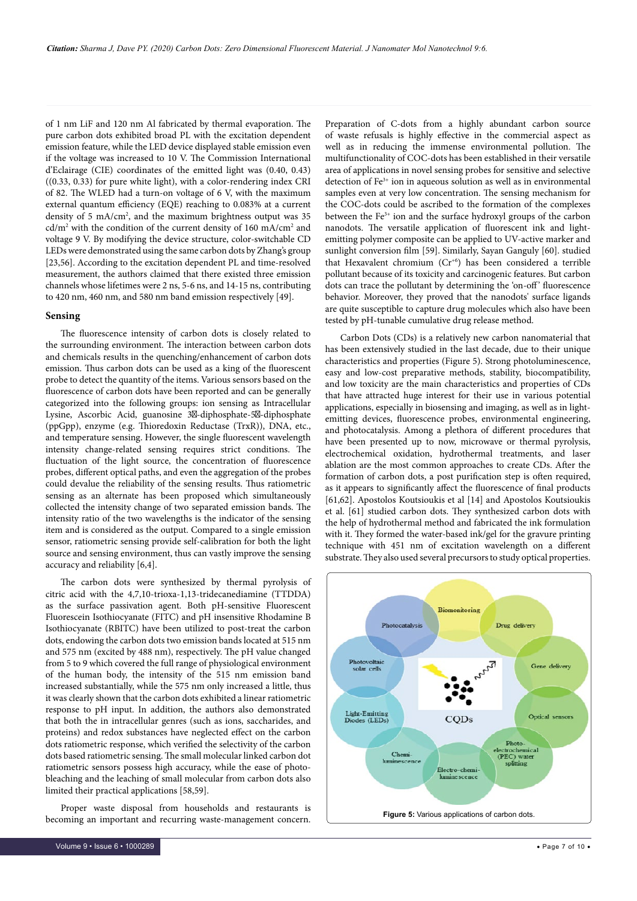of 1 nm LiF and 120 nm Al fabricated by thermal evaporation. The pure carbon dots exhibited broad PL with the excitation dependent emission feature, while the LED device displayed stable emission even if the voltage was increased to 10 V. The Commission International d'Eclairage (CIE) coordinates of the emitted light was (0.40, 0.43) ((0.33, 0.33) for pure white light), with a color-rendering index CRI of 82. The WLED had a turn-on voltage of 6 V, with the maximum external quantum efficiency (EQE) reaching to 0.083% at a current density of 5 mA/cm$^2$, and the maximum brightness output was 35 cd/m$^2$ with the condition of the current density of 160 mA/cm$^2$ and voltage 9 V. By modifying the device structure, color-switchable CD LEDs were demonstrated using the same carbon dots by Zhang's group [23,56]. According to the excitation dependent PL and time-resolved measurement, the authors claimed that there existed three emission channels whose lifetimes were 2 ns, 5-6 ns, and 14-15 ns, contributing to 420 nm, 460 nm, and 580 nm band emission respectively [49].

### Sensing

The fluorescence intensity of carbon dots is closely related to the surrounding environment. The interaction between carbon dots and chemicals results in the quenching/enhancement of carbon dots emission. Thus carbon dots can be used as a king of the fluorescent probe to detect the quantity of the items. Various sensors based on the fluorescence of carbon dots have been reported and can be generally categorized into the following groups: ion sensing as Intracellular Lysine, Ascorbic Acid, guanosine 3-diphosphate-5-diphosphate (ppGpp), enzyme (e.g. Thioredoxin Reductase (TrxR)), DNA, etc., and temperature sensing. However, the single fluorescent wavelength intensity change-related sensing requires strict conditions. The fluctuation of the light source, the concentration of fluorescence probes, different optical paths, and even the aggregation of the probes could devalue the reliability of the sensing results. Thus ratiometric sensing as an alternate has been proposed which simultaneously collected the intensity change of two separated emission bands. The intensity ratio of the two wavelengths is the indicator of the sensing item and is considered as the output. Compared to a single emission sensor, ratiometric sensing provide self-calibration for both the light source and sensing environment, thus can vastly improve the sensing accuracy and reliability [6,4].

The carbon dots were synthesized by thermal pyrolysis of citric acid with the 4,7,10-trioxa-1,13-tridecanediamine (TTDDA) as the surface passivation agent. Both pH-sensitive Fluorescent Fluorescein Isothiocyanate (FITC) and pH insensitive Rhodamine B Isothiocyanate (RBITC) have been utilized to post-treat the carbon dots, endowing the carbon dots two emission bands located at 515 nm and 575 nm (excited by 488 nm), respectively. The pH value changed from 5 to 9 which covered the full range of physiological environment of the human body, the intensity of the 515 nm emission band increased substantially, while the 575 nm only increased a little, thus it was clearly shown that the carbon dots exhibited a linear ratiometric response to pH input. In addition, the authors also demonstrated that both the in intracellular genres (such as ions, saccharides, and proteins) and redox substances have neglected effect on the carbon dots ratiometric response, which verified the selectivity of the carbon dots based ratiometric sensing. The small molecular linked carbon dot ratiometric sensors possess high accuracy, while the ease of photo-bleaching and the leaching of small molecular from carbon dots also limited their practical applications [58,59].

Proper waste disposal from households and restaurants is becoming an important and recurring waste-management concern. Preparation of C-dots from a highly abundant carbon source of waste refusals is highly effective in the commercial aspect as well as in reducing the immense environmental pollution. The multifunctionality of COC-dots has been established in their versatile area of applications in novel sensing probes for sensitive and selective detection of $Fe^{3+}$ ion in aqueous solution as well as in environmental samples even at very low concentration. The sensing mechanism for the COC-dots could be ascribed to the formation of the complexes between the $Fe^{3+}$ ion and the surface hydroxyl groups of the carbon nanodots. The versatile application of fluorescent ink and light-emitting polymer composite can be applied to UV-active marker and sunlight conversion film [59]. Similarly, Sayan Ganguly [60]. studied that Hexavalent chromium ($Cr^{+6}$) has been considered a terrible pollutant because of its toxicity and carcinogenic features. But carbon dots can trace the pollutant by determining the 'on-off' fluorescence behavior. Moreover, they proved that the nanodots' surface ligands are quite susceptible to capture drug molecules which also have been tested by pH-tunable cumulative drug release method.

Carbon Dots (CDs) is a relatively new carbon nanomaterial that has been extensively studied in the last decade, due to their unique characteristics and properties (Figure 5). Strong photoluminescence, easy and low-cost preparative methods, stability, biocompatibility, and low toxicity are the main characteristics and properties of CDs that have attracted huge interest for their use in various potential applications, especially in biosensing and imaging, as well as in light-emitting devices, fluorescence probes, environmental engineering, and photocatalysis. Among a plethora of different procedures that have been presented up to now, microwave or thermal pyrolysis, electrochemical oxidation, hydrothermal treatments, and laser ablation are the most common approaches to create CDs. After the formation of carbon dots, a post purification step is often required, as it appears to significantly affect the fluorescence of final products [61,62]. Apostolos Koutsioukis et al [14] and Apostolos Koutsioukis et al. [61] studied carbon dots. They synthesized carbon dots with the help of hydrothermal method and fabricated the ink formulation with it. They formed the water-based ink/gel for the gravure printing technique with 451 nm of excitation wavelength on a different substrate. They also used several precursors to study optical properties.

**Figure 5:** Various applications of carbon dots.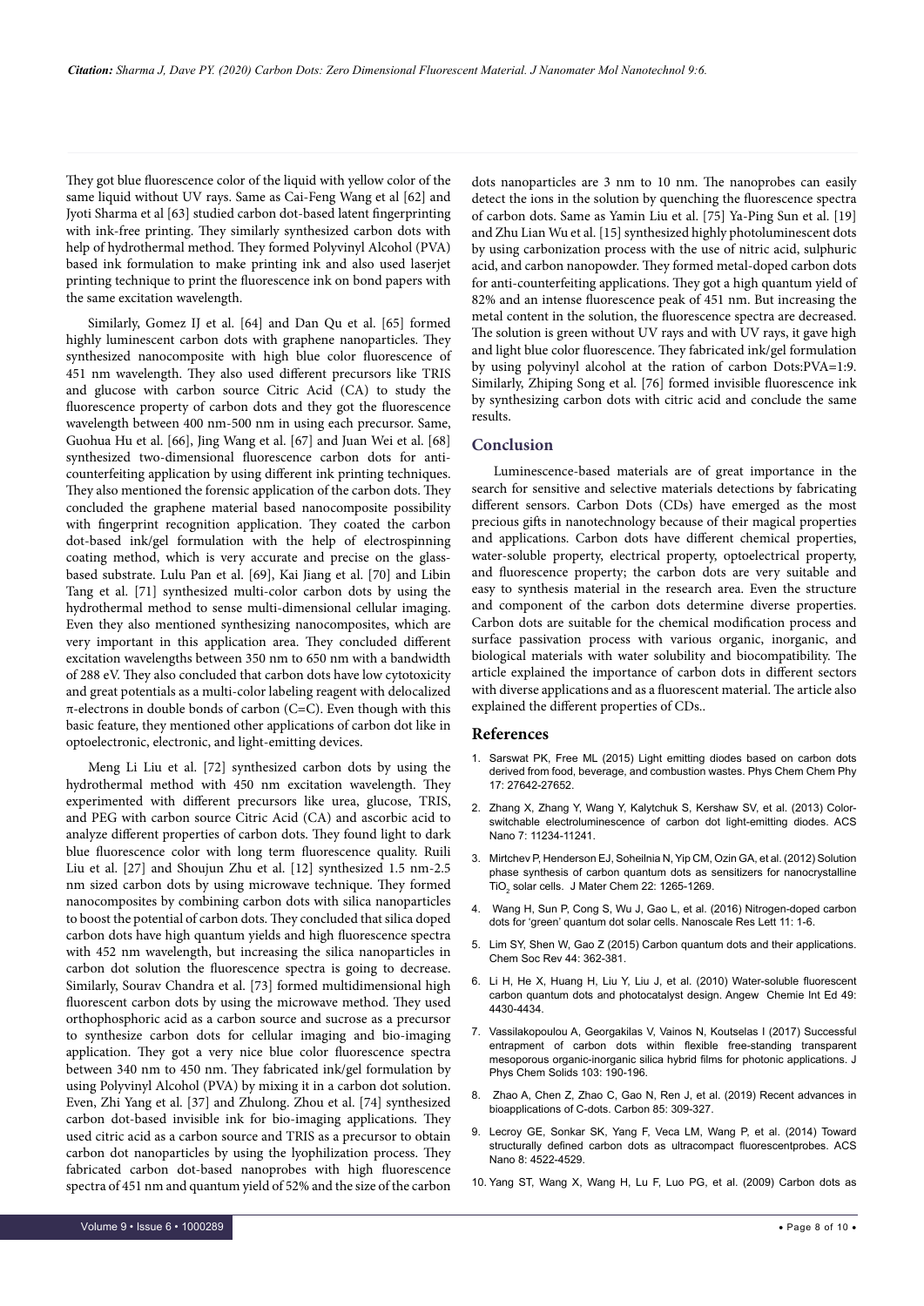They got blue fluorescence color of the liquid with yellow color of the same liquid without UV rays. Same as Cai-Feng Wang et al [62] and Jyoti Sharma et al [63] studied carbon dot-based latent fingerprinting with ink-free printing. They similarly synthesized carbon dots with help of hydrothermal method. They formed Polyvinyl Alcohol (PVA) based ink formulation to make printing ink and also used laserjet printing technique to print the fluorescence ink on bond papers with the same excitation wavelength.

Similarly, Gomez IJ et al. [64] and Dan Qu et al. [65] formed highly luminescent carbon dots with graphene nanoparticles. They synthesized nanocomposite with high blue color fluorescence of 451 nm wavelength. They also used different precursors like TRIS and glucose with carbon source Citric Acid (CA) to study the fluorescence property of carbon dots and they got the fluorescence wavelength between 400 nm-500 nm in using each precursor. Same, Guohua Hu et al. [66], Jing Wang et al. [67] and Juan Wei et al. [68] synthesized two-dimensional fluorescence carbon dots for anti-counterfeiting application by using different ink printing techniques. They also mentioned the forensic application of the carbon dots. They concluded the graphene material based nanocomposite possibility with fingerprint recognition application. They coated the carbon dot-based ink/gel formulation with the help of electrospinning coating method, which is very accurate and precise on the glass-based substrate. Lulu Pan et al. [69], Kai Jiang et al. [70] and Libin Tang et al. [71] synthesized multi-color carbon dots by using the hydrothermal method to sense multi-dimensional cellular imaging. Even they also mentioned synthesizing nanocomposites, which are very important in this application area. They concluded different excitation wavelengths between 350 nm to 650 nm with a bandwidth of 288 eV. They also concluded that carbon dots have low cytotoxicity and great potentials as a multi-color labeling reagent with delocalized π-electrons in double bonds of carbon (C=C). Even though with this basic feature, they mentioned other applications of carbon dot like in optoelectronic, electronic, and light-emitting devices.

Meng Li Liu et al. [72] synthesized carbon dots by using the hydrothermal method with 450 nm excitation wavelength. They experimented with different precursors like urea, glucose, TRIS, and PEG with carbon source Citric Acid (CA) and ascorbic acid to analyze different properties of carbon dots. They found light to dark blue fluorescence color with long term fluorescence quality. Ruili Liu et al. [27] and Shoujun Zhu et al. [12] synthesized 1.5 nm-2.5 nm sized carbon dots by using microwave technique. They formed nanocomposites by combining carbon dots with silica nanoparticles to boost the potential of carbon dots. They concluded that silica doped carbon dots have high quantum yields and high fluorescence spectra with 452 nm wavelength, but increasing the silica nanoparticles in carbon dot solution the fluorescence spectra is going to decrease. Similarly, Sourav Chandra et al. [73] formed multidimensional high fluorescent carbon dots by using the microwave method. They used orthophosphoric acid as a carbon source and sucrose as a precursor to synthesize carbon dots for cellular imaging and bio-imaging application. They got a very nice blue color fluorescence spectra between 340 nm to 450 nm. They fabricated ink/gel formulation by using Polyvinyl Alcohol (PVA) by mixing it in a carbon dot solution. Even, Zhi Yang et al. [37] and Zhulong. Zhou et al. [74] synthesized carbon dot-based invisible ink for bio-imaging applications. They used citric acid as a carbon source and TRIS as a precursor to obtain carbon dot nanoparticles by using the lyophilization process. They fabricated carbon dot-based nanoprobes with high fluorescence spectra of 451 nm and quantum yield of 52% and the size of the carbon dots nanoparticles are 3 nm to 10 nm. The nanoprobes can easily detect the ions in the solution by quenching the fluorescence spectra of carbon dots. Same as Yamin Liu et al. [75] Ya-Ping Sun et al. [19] and Zhu Lian Wu et al. [15] synthesized highly photoluminescent dots by using carbonization process with the use of nitric acid, sulphuric acid, and carbon nanopowder. They formed metal-doped carbon dots for anti-counterfeiting applications. They got a high quantum yield of 82% and an intense fluorescence peak of 451 nm. But increasing the metal content in the solution, the fluorescence spectra are decreased. The solution is green without UV rays and with UV rays, it gave high and light blue color fluorescence. They fabricated ink/gel formulation by using polyvinyl alcohol at the ration of carbon Dots:PVA=1:9. Similarly, Zhiping Song et al. [76] formed invisible fluorescence ink by synthesizing carbon dots with citric acid and conclude the same results.

## Conclusion

Luminescence-based materials are of great importance in the search for sensitive and selective materials detections by fabricating different sensors. Carbon Dots (CDs) have emerged as the most precious gifts in nanotechnology because of their magical properties and applications. Carbon dots have different chemical properties, water-soluble property, electrical property, optoelectrical property, and fluorescence property; the carbon dots are very suitable and easy to synthesis material in the research area. Even the structure and component of the carbon dots determine diverse properties. Carbon dots are suitable for the chemical modification process and surface passivation process with various organic, inorganic, and biological materials with water solubility and biocompatibility. The article explained the importance of carbon dots in different sectors with diverse applications and as a fluorescent material. The article also explained the different properties of CDs..

## References

1. Sarswat PK, Free ML (2015) Light emitting diodes based on carbon dots derived from food, beverage, and combustion wastes. Phys Chem Chem Phy 17: 27642-27652.
2. Zhang X, Zhang Y, Wang Y, Kalytchuk S, Kershaw SV, et al. (2013) Color-switchable electroluminescence of carbon dot light-emitting diodes. ACS Nano 7: 11234-11241.
3. Mirtchev P, Henderson EJ, Soheilnia N, Yip CM, Ozin GA, et al. (2012) Solution phase synthesis of carbon quantum dots as sensitizers for nanocrystalline $TiO_2$ solar cells. J Mater Chem 22: 1265-1269.
4. Wang H, Sun P, Cong S, Wu J, Gao L, et al. (2016) Nitrogen-doped carbon dots for 'green' quantum dot solar cells. Nanoscale Res Lett 11: 1-6.
5. Lim SY, Shen W, Gao Z (2015) Carbon quantum dots and their applications. Chem Soc Rev 44: 362-381.
6. Li H, He X, Huang H, Liu Y, Liu J, et al. (2010) Water-soluble fluorescent carbon quantum dots and photocatalyst design. Angew Chemie Int Ed 49: 4430-4434.
7. Vassilakopoulou A, Georgakilas V, Vainos N, Koutselas I (2017) Successful entrapment of carbon dots within flexible free-standing transparent mesoporous organic-inorganic silica hybrid films for photonic applications. J Phys Chem Solids 103: 190-196.
8. Zhao A, Chen Z, Zhao C, Gao N, Ren J, et al. (2019) Recent advances in bioapplications of C-dots. Carbon 85: 309-327.
9. Lecroy GE, Sonkar SK, Yang F, Veca LM, Wang P, et al. (2014) Toward structurally defined carbon dots as ultracompact fluorescentprobes. ACS Nano 8: 4522-4529.
10. Yang ST, Wang X, Wang H, Lu F, Luo PG, et al. (2009) Carbon dots as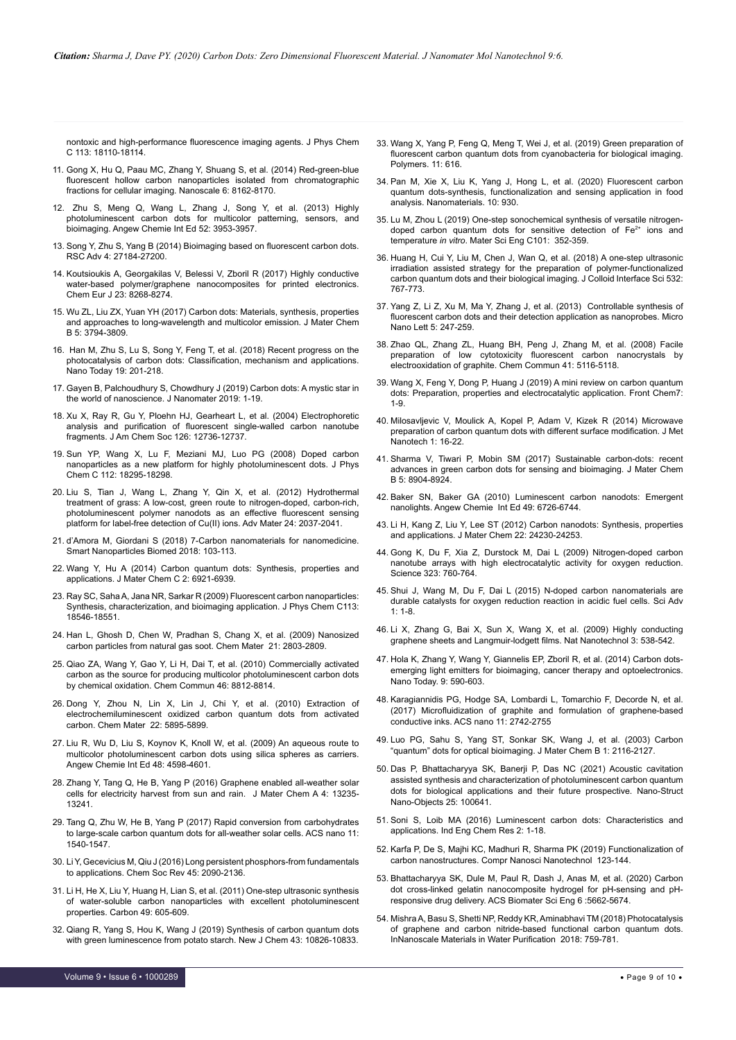nontoxic and high-performance fluorescence imaging agents. J Phys Chem C 113: 18110-18114.

11. Gong X, Hu Q, Paau MC, Zhang Y, Shuang S, et al. (2014) Red-green-blue fluorescent hollow carbon nanoparticles isolated from chromatographic fractions for cellular imaging. Nanoscale 6: 8162-8170.

12. Zhu S, Meng Q, Wang L, Zhang J, Song Y, et al. (2013) Highly photoluminescent carbon dots for multicolor patterning, sensors, and bioimaging. Angew Chemie Int Ed 52: 3953-3957.

13. Song Y, Zhu S, Yang B (2014) Bioimaging based on fluorescent carbon dots. RSC Adv 4: 27184-27200.

14. Koutsioukis A, Georgakilas V, Belessi V, Zboril R (2017) Highly conductive water-based polymer/graphene nanocomposites for printed electronics. Chem Eur J 23: 8268-8274.

15. Wu ZL, Liu ZX, Yuan YH (2017) Carbon dots: Materials, synthesis, properties and approaches to long-wavelength and multicolor emission. J Mater Chem B 5: 3794-3809.

16. Han M, Zhu S, Lu S, Song Y, Feng T, et al. (2018) Recent progress on the photocatalysis of carbon dots: Classification, mechanism and applications. Nano Today 19: 201-218.

17. Gayen B, Palchoudhury S, Chowdhury J (2019) Carbon dots: A mystic star in the world of nanoscience. J Nanomater 2019: 1-19.

18. Xu X, Ray R, Gu Y, Ploehn HJ, Gearheart L, et al. (2004) Electrophoretic analysis and purification of fluorescent single-walled carbon nanotube fragments. J Am Chem Soc 126: 12736-12737.

19. Sun YP, Wang X, Lu F, Meziani MJ, Luo PG (2008) Doped carbon nanoparticles as a new platform for highly photoluminescent dots. J Phys Chem C 112: 18295-18298.

20. Liu S, Tian J, Wang L, Zhang Y, Qin X, et al. (2012) Hydrothermal treatment of grass: A low-cost, green route to nitrogen-doped, carbon-rich, photoluminescent polymer nanodots as an effective fluorescent sensing platform for label-free detection of Cu(II) ions. Adv Mater 24: 2037-2041.

21. d'Amora M, Giordani S (2018) 7-Carbon nanomaterials for nanomedicine. Smart Nanoparticles Biomed 2018: 103-113.

22. Wang Y, Hu A (2014) Carbon quantum dots: Synthesis, properties and applications. J Mater Chem C 2: 6921-6939.

23. Ray SC, Saha A, Jana NR, Sarkar R (2009) Fluorescent carbon nanoparticles: Synthesis, characterization, and bioimaging application. J Phys Chem C113: 18546-18551.

24. Han L, Ghosh D, Chen W, Pradhan S, Chang X, et al. (2009) Nanosized carbon particles from natural gas soot. Chem Mater 21: 2803-2809.

25. Qiao ZA, Wang Y, Gao Y, Li H, Dai T, et al. (2010) Commercially activated carbon as the source for producing multicolor photoluminescent carbon dots by chemical oxidation. Chem Commun 46: 8812-8814.

26. Dong Y, Zhou N, Lin X, Lin J, Chi Y, et al. (2010) Extraction of electrochemiluminescent oxidized carbon quantum dots from activated carbon. Chem Mater 22: 5895-5899.

27. Liu R, Wu D, Liu S, Koynov K, Knoll W, et al. (2009) An aqueous route to multicolor photoluminescent carbon dots using silica spheres as carriers. Angew Chemie Int Ed 48: 4598-4601.

28. Zhang Y, Tang Q, He B, Yang P (2016) Graphene enabled all-weather solar cells for electricity harvest from sun and rain. J Mater Chem A 4: 13235-13241.

29. Tang Q, Zhu W, He B, Yang P (2017) Rapid conversion from carbohydrates to large-scale carbon quantum dots for all-weather solar cells. ACS nano 11: 1540-1547.

30. Li Y, Gecevicius M, Qiu J (2016) Long persistent phosphors-from fundamentals to applications. Chem Soc Rev 45: 2090-2136.

31. Li H, He X, Liu Y, Huang H, Lian S, et al. (2011) One-step ultrasonic synthesis of water-soluble carbon nanoparticles with excellent photoluminescent properties. Carbon 49: 605-609.

32. Qiang R, Yang S, Hou K, Wang J (2019) Synthesis of carbon quantum dots with green luminescence from potato starch. New J Chem 43: 10826-10833.

33. Wang X, Yang P, Feng Q, Meng T, Wei J, et al. (2019) Green preparation of fluorescent carbon quantum dots from cyanobacteria for biological imaging. Polymers. 11: 616.

34. Pan M, Xie X, Liu K, Yang J, Hong L, et al. (2020) Fluorescent carbon quantum dots-synthesis, functionalization and sensing application in food analysis. Nanomaterials. 10: 930.

35. Lu M, Zhou L (2019) One-step sonochemical synthesis of versatile nitrogen-doped carbon quantum dots for sensitive detection of $Fe^{2+}$ ions and temperature *in vitro*. Mater Sci Eng C101: 352-359.

36. Huang H, Cui Y, Liu M, Chen J, Wan Q, et al. (2018) A one-step ultrasonic irradiation assisted strategy for the preparation of polymer-functionalized carbon quantum dots and their biological imaging. J Colloid Interface Sci 532: 767-773.

37. Yang Z, Li Z, Xu M, Ma Y, Zhang J, et al. (2013) Controllable synthesis of fluorescent carbon dots and their detection application as nanoprobes. Micro Nano Lett 5: 247-259.

38. Zhao QL, Zhang ZL, Huang BH, Peng J, Zhang M, et al. (2008) Facile preparation of low cytotoxicity fluorescent carbon nanocrystals by electrooxidation of graphite. Chem Commun 41: 5116-5118.

39. Wang X, Feng Y, Dong P, Huang J (2019) A mini review on carbon quantum dots: Preparation, properties and electrocatalytic application. Front Chem7: 1-9.

40. Milosavljevic V, Moulick A, Kopel P, Adam V, Kizek R (2014) Microwave preparation of carbon quantum dots with different surface modification. J Met Nanotech 1: 16-22.

41. Sharma V, Tiwari P, Mobin SM (2017) Sustainable carbon-dots: recent advances in green carbon dots for sensing and bioimaging. J Mater Chem B 5: 8904-8924.

42. Baker SN, Baker GA (2010) Luminescent carbon nanodots: Emergent nanolights. Angew Chemie Int Ed 49: 6726-6744.

43. Li H, Kang Z, Liu Y, Lee ST (2012) Carbon nanodots: Synthesis, properties and applications. J Mater Chem 22: 24230-24253.

44. Gong K, Du F, Xia Z, Durstock M, Dai L (2009) Nitrogen-doped carbon nanotube arrays with high electrocatalytic activity for oxygen reduction. Science 323: 760-764.

45. Shui J, Wang M, Du F, Dai L (2015) N-doped carbon nanomaterials are durable catalysts for oxygen reduction reaction in acidic fuel cells. Sci Adv 1: 1-8.

46. Li X, Zhang G, Bai X, Sun X, Wang X, et al. (2009) Highly conducting graphene sheets and Langmuir-lodgett films. Nat Nanotechnol 3: 538-542.

47. Hola K, Zhang Y, Wang Y, Giannelis EP, Zboril R, et al. (2014) Carbon dots-emerging light emitters for bioimaging, cancer therapy and optoelectronics. Nano Today. 9: 590-603.

48. Karagiannidis PG, Hodge SA, Lombardi L, Tomarchio F, Decorde N, et al. (2017) Microfluidization of graphite and formulation of graphene-based conductive inks. ACS nano 11: 2742-2755

49. Luo PG, Sahu S, Yang ST, Sonkar SK, Wang J, et al. (2003) Carbon "quantum" dots for optical bioimaging. J Mater Chem B 1: 2116-2127.

50. Das P, Bhattacharyya SK, Banerji P, Das NC (2021) Acoustic cavitation assisted synthesis and characterization of photoluminescent carbon quantum dots for biological applications and their future prospective. Nano-Struct Nano-Objects 25: 100641.

51. Soni S, Loib MA (2016) Luminescent carbon dots: Characteristics and applications. Ind Eng Chem Res 2: 1-18.

52. Karfa P, De S, Majhi KC, Madhuri R, Sharma PK (2019) Functionalization of carbon nanostructures. Compr Nanosci Nanotechnol 123-144.

53. Bhattacharyya SK, Dule M, Paul R, Dash J, Anas M, et al. (2020) Carbon dot cross-linked gelatin nanocomposite hydrogel for pH-sensing and pH-responsive drug delivery. ACS Biomater Sci Eng 6 :5662-5674.

54. Mishra A, Basu S, Shetti NP, Reddy KR, Aminabhavi TM (2018) Photocatalysis of graphene and carbon nitride-based functional carbon quantum dots. InNanoscale Materials in Water Purification 2018: 759-781.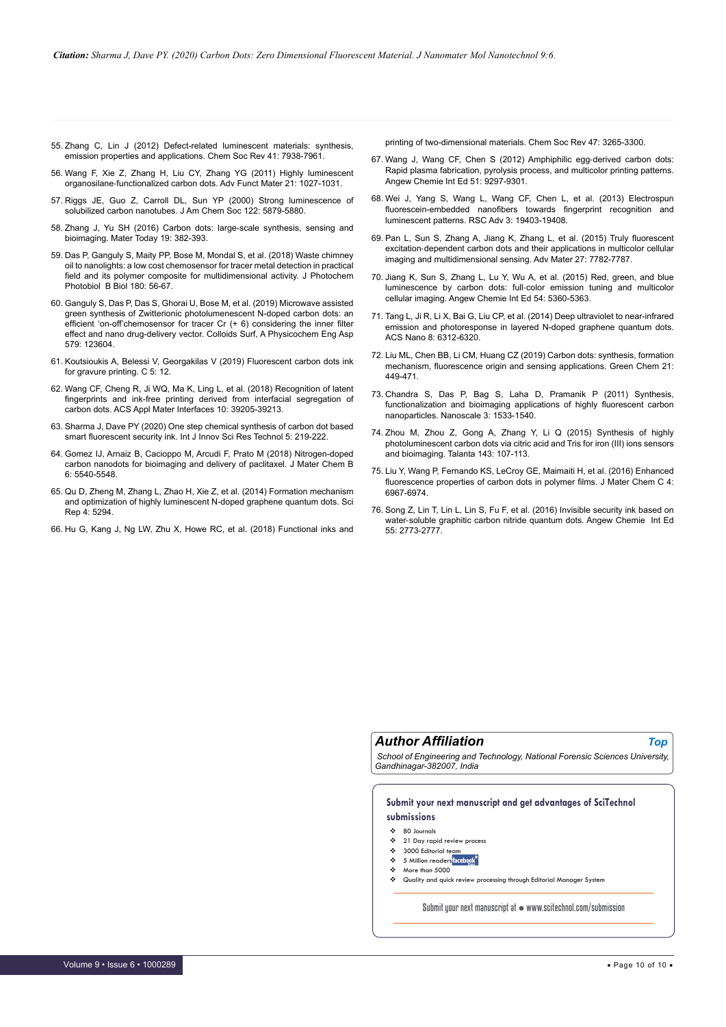55. Zhang C, Lin J (2012) Defect-related luminescent materials: synthesis, emission properties and applications. Chem Soc Rev 41: 7938-7961.

56. Wang F, Xie Z, Zhang H, Liu CY, Zhang YG (2011) Highly luminescent organosilane-functionalized carbon dots. Adv Funct Mater 21: 1027-1031.

57. Riggs JE, Guo Z, Carroll DL, Sun YP (2000) Strong luminescence of solubilized carbon nanotubes. J Am Chem Soc 122: 5879-5880.

58. Zhang J, Yu SH (2016) Carbon dots: large-scale synthesis, sensing and bioimaging. Mater Today 19: 382-393.

59. Das P, Ganguly S, Maity PP, Bose M, Mondal S, et al. (2018) Waste chimney oil to nanolights: a low cost chemosensor for tracer metal detection in practical field and its polymer composite for multidimensional activity. J Photochem Photobiol B Biol 180: 56-67.

60. Ganguly S, Das P, Das S, Ghorai U, Bose M, et al. (2019) Microwave assisted green synthesis of Zwitterionic photolumenescent N-doped carbon dots: an efficient 'on-off'chemosensor for tracer Cr (+ 6) considering the inner filter effect and nano drug-delivery vector. Colloids Surf, A Physicochem Eng Asp 579: 123604.

61. Koutsioukis A, Belessi V, Georgakilas V (2019) Fluorescent carbon dots ink for gravure printing. C 5: 12.

62. Wang CF, Cheng R, Ji WQ, Ma K, Ling L, et al. (2018) Recognition of latent fingerprints and ink-free printing derived from interfacial segregation of carbon dots. ACS Appl Mater Interfaces 10: 39205-39213.

63. Sharma J, Dave PY (2020) One step chemical synthesis of carbon dot based smart fluorescent security ink. Int J Innov Sci Res Technol 5: 219-222.

64. Gomez IJ, Arnaiz B, Cacioppo M, Arcudi F, Prato M (2018) Nitrogen-doped carbon nanodots for bioimaging and delivery of paclitaxel. J Mater Chem B 6: 5540-5548.

65. Qu D, Zheng M, Zhang L, Zhao H, Xie Z, et al. (2014) Formation mechanism and optimization of highly luminescent N-doped graphene quantum dots. Sci Rep 4: 5294.

66. Hu G, Kang J, Ng LW, Zhu X, Howe RC, et al. (2018) Functional inks and printing of two-dimensional materials. Chem Soc Rev 47: 3265-3300.

67. Wang J, Wang CF, Chen S (2012) Amphiphilic egg-derived carbon dots: Rapid plasma fabrication, pyrolysis process, and multicolor printing patterns. Angew Chemie Int Ed 51: 9297-9301.

68. Wei J, Yang S, Wang L, Wang CF, Chen L, et al. (2013) Electrospun fluorescein-embedded nanofibers towards fingerprint recognition and luminescent patterns. RSC Adv 3: 19403-19408.

69. Pan L, Sun S, Zhang A, Jiang K, Zhang L, et al. (2015) Truly fluorescent excitation-dependent carbon dots and their applications in multicolor cellular imaging and multidimensional sensing. Adv Mater 27: 7782-7787.

70. Jiang K, Sun S, Zhang L, Lu Y, Wu A, et al. (2015) Red, green, and blue luminescence by carbon dots: full-color emission tuning and multicolor cellular imaging. Angew Chemie Int Ed 54: 5360-5363.

71. Tang L, Ji R, Li X, Bai G, Liu CP, et al. (2014) Deep ultraviolet to near-infrared emission and photoresponse in layered N-doped graphene quantum dots. ACS Nano 8: 6312-6320.

72. Liu ML, Chen BB, Li CM, Huang CZ (2019) Carbon dots: synthesis, formation mechanism, fluorescence origin and sensing applications. Green Chem 21: 449-471.

73. Chandra S, Das P, Bag S, Laha D, Pramanik P (2011) Synthesis, functionalization and bioimaging applications of highly fluorescent carbon nanoparticles. Nanoscale 3: 1533-1540.

74. Zhou M, Zhou Z, Gong A, Zhang Y, Li Q (2015) Synthesis of highly photoluminescent carbon dots via citric acid and Tris for iron (III) ions sensors and bioimaging. Talanta 143: 107-113.

75. Liu Y, Wang P, Fernando KS, LeCroy GE, Maimaiti H, et al. (2016) Enhanced fluorescence properties of carbon dots in polymer films. J Mater Chem C 4: 6967-6974.

76. Song Z, Lin T, Lin L, Lin S, Fu F, et al. (2016) Invisible security ink based on water-soluble graphitic carbon nitride quantum dots. Angew Chemie Int Ed 55: 2773-2777.

## Author Affiliation

*School of Engineering and Technology, National Forensic Sciences University, Gandhinagar-382007, India*

**Submit your next manuscript and get advantages of SciTechnol submissions**

- 80 Journals
- 21 Day rapid review process
- 3000 Editorial team
- 5 Million readers
- More than 5000
- Quality and quick review processing through Editorial Manager System

Submit your next manuscript at ● www.scitechnol.com/submission